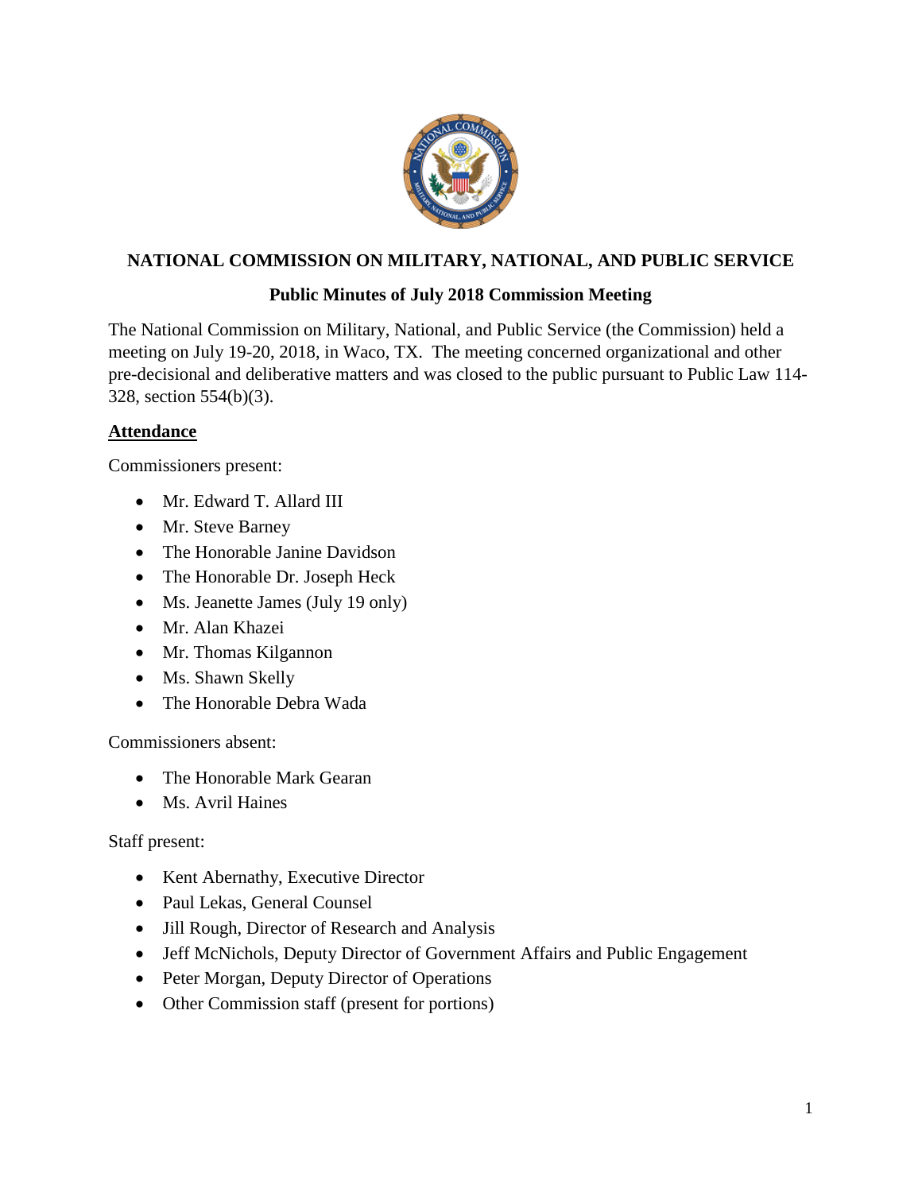# NATIONAL COMMISSION ON MILITARY, NATIONAL, AND PUBLIC SERVICE

## Public Minutes of July 2018 Commission Meeting

The National Commission on Military, National, and Public Service (the Commission) held a meeting on July 19-20, 2018, in Waco, TX. The meeting concerned organizational and other pre-decisional and deliberative matters and was closed to the public pursuant to Public Law 114-328, section 554(b)(3).

### <u>Attendance</u>

Commissioners present:

- Mr. Edward T. Allard III
- Mr. Steve Barney
- The Honorable Janine Davidson
- The Honorable Dr. Joseph Heck
- Ms. Jeanette James (July 19 only)
- Mr. Alan Khazei
- Mr. Thomas Kilgannon
- Ms. Shawn Skelly
- The Honorable Debra Wada

Commissioners absent:

- The Honorable Mark Gearan
- Ms. Avril Haines

Staff present:

- Kent Abernathy, Executive Director
- Paul Lekas, General Counsel
- Jill Rough, Director of Research and Analysis
- Jeff McNichols, Deputy Director of Government Affairs and Public Engagement
- Peter Morgan, Deputy Director of Operations
- Other Commission staff (present for portions)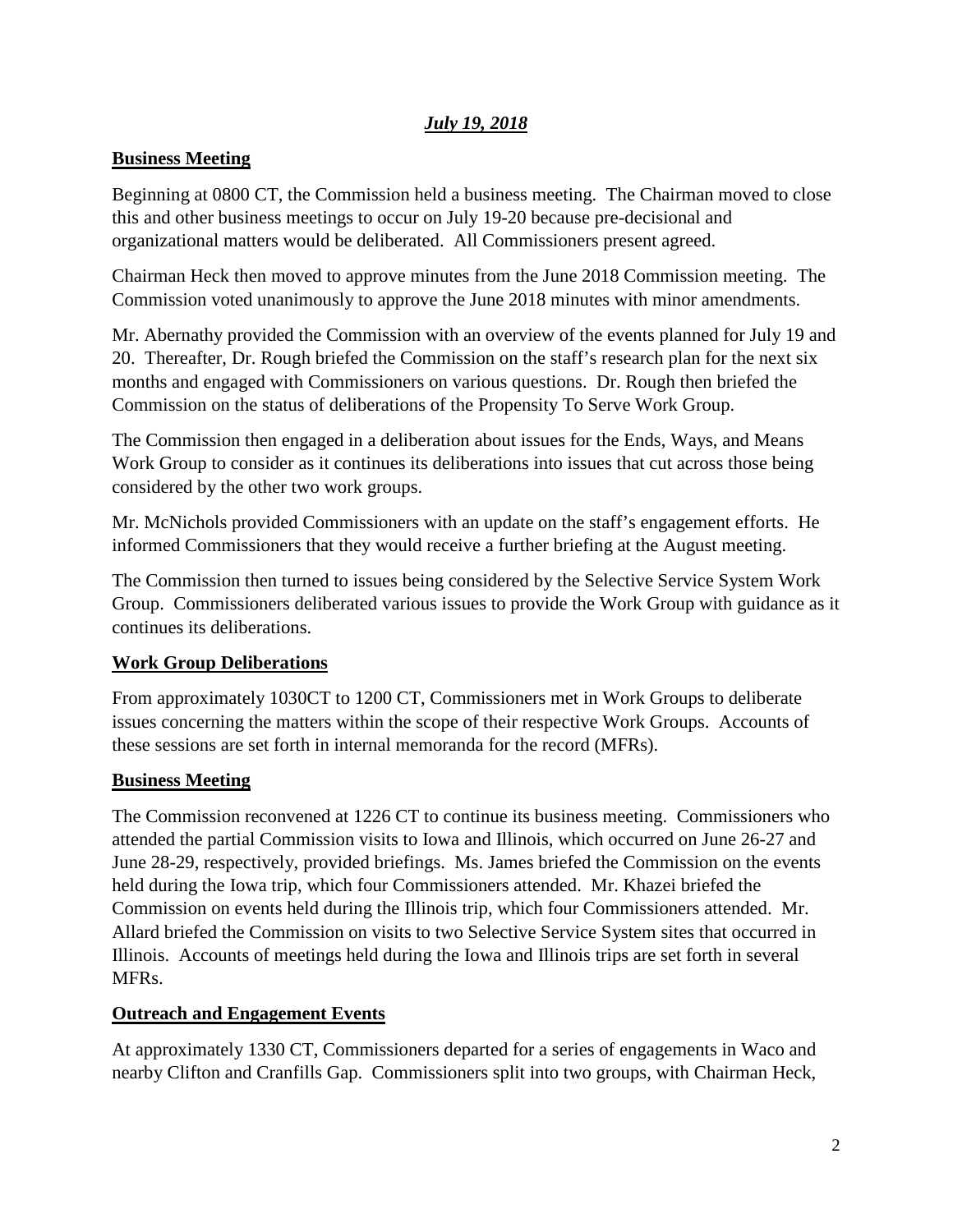***July 19, 2018***

**Business Meeting**

Beginning at 0800 CT, the Commission held a business meeting. The Chairman moved to close this and other business meetings to occur on July 19-20 because pre-decisional and organizational matters would be deliberated. All Commissioners present agreed.

Chairman Heck then moved to approve minutes from the June 2018 Commission meeting. The Commission voted unanimously to approve the June 2018 minutes with minor amendments.

Mr. Abernathy provided the Commission with an overview of the events planned for July 19 and 20. Thereafter, Dr. Rough briefed the Commission on the staff's research plan for the next six months and engaged with Commissioners on various questions. Dr. Rough then briefed the Commission on the status of deliberations of the Propensity To Serve Work Group.

The Commission then engaged in a deliberation about issues for the Ends, Ways, and Means Work Group to consider as it continues its deliberations into issues that cut across those being considered by the other two work groups.

Mr. McNichols provided Commissioners with an update on the staff's engagement efforts. He informed Commissioners that they would receive a further briefing at the August meeting.

The Commission then turned to issues being considered by the Selective Service System Work Group. Commissioners deliberated various issues to provide the Work Group with guidance as it continues its deliberations.

**Work Group Deliberations**

From approximately 1030CT to 1200 CT, Commissioners met in Work Groups to deliberate issues concerning the matters within the scope of their respective Work Groups. Accounts of these sessions are set forth in internal memoranda for the record (MFRs).

**Business Meeting**

The Commission reconvened at 1226 CT to continue its business meeting. Commissioners who attended the partial Commission visits to Iowa and Illinois, which occurred on June 26-27 and June 28-29, respectively, provided briefings. Ms. James briefed the Commission on the events held during the Iowa trip, which four Commissioners attended. Mr. Khazei briefed the Commission on events held during the Illinois trip, which four Commissioners attended. Mr. Allard briefed the Commission on visits to two Selective Service System sites that occurred in Illinois. Accounts of meetings held during the Iowa and Illinois trips are set forth in several MFRs.

**Outreach and Engagement Events**

At approximately 1330 CT, Commissioners departed for a series of engagements in Waco and nearby Clifton and Cranfills Gap. Commissioners split into two groups, with Chairman Heck,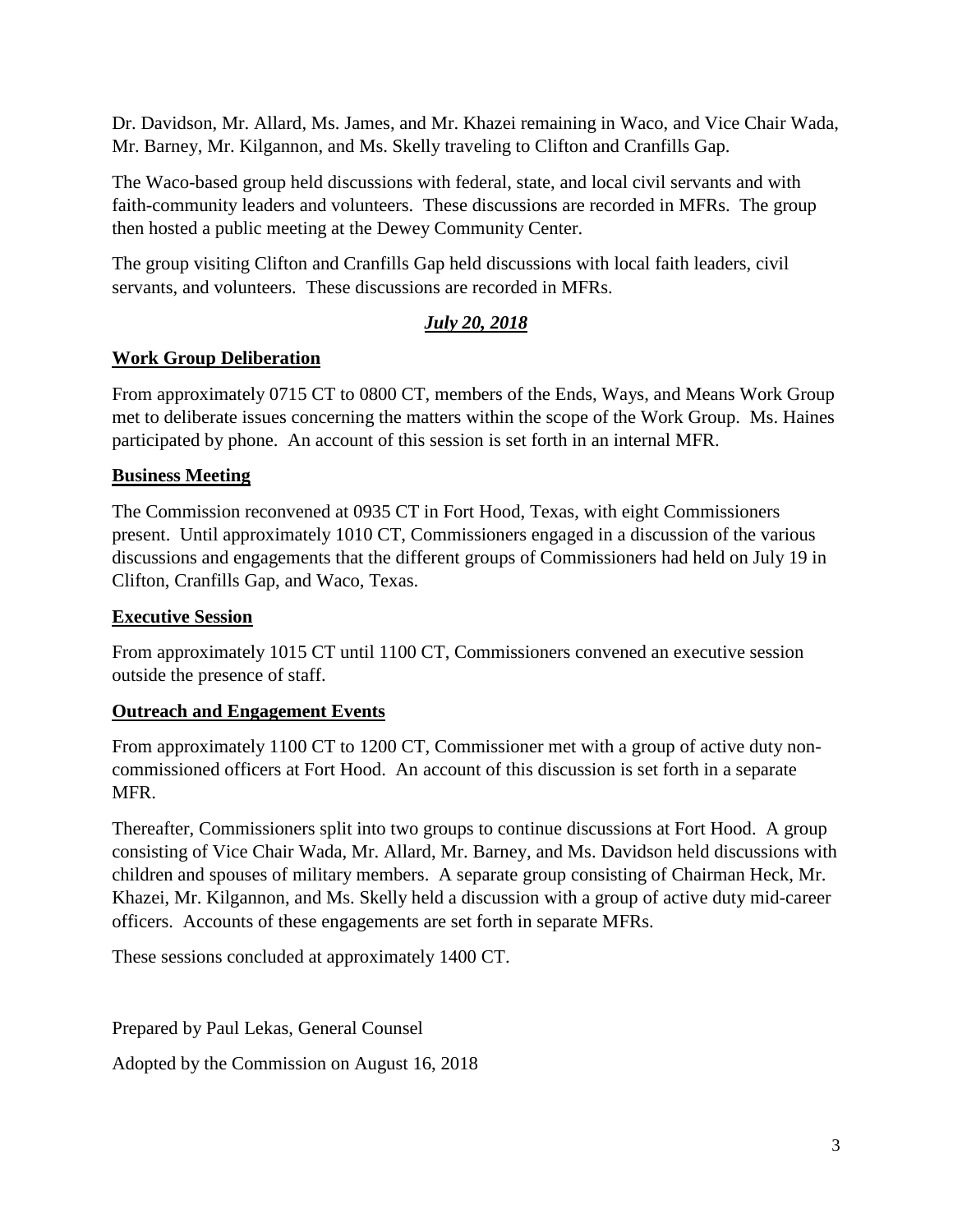Dr. Davidson, Mr. Allard, Ms. James, and Mr. Khazei remaining in Waco, and Vice Chair Wada, Mr. Barney, Mr. Kilgannon, and Ms. Skelly traveling to Clifton and Cranfills Gap.

The Waco-based group held discussions with federal, state, and local civil servants and with faith-community leaders and volunteers. These discussions are recorded in MFRs. The group then hosted a public meeting at the Dewey Community Center.

The group visiting Clifton and Cranfills Gap held discussions with local faith leaders, civil servants, and volunteers. These discussions are recorded in MFRs.

## ***July 20, 2018***

### Work Group Deliberation

From approximately 0715 CT to 0800 CT, members of the Ends, Ways, and Means Work Group met to deliberate issues concerning the matters within the scope of the Work Group. Ms. Haines participated by phone. An account of this session is set forth in an internal MFR.

### Business Meeting

The Commission reconvened at 0935 CT in Fort Hood, Texas, with eight Commissioners present. Until approximately 1010 CT, Commissioners engaged in a discussion of the various discussions and engagements that the different groups of Commissioners had held on July 19 in Clifton, Cranfills Gap, and Waco, Texas.

### Executive Session

From approximately 1015 CT until 1100 CT, Commissioners convened an executive session outside the presence of staff.

### Outreach and Engagement Events

From approximately 1100 CT to 1200 CT, Commissioner met with a group of active duty non-commissioned officers at Fort Hood. An account of this discussion is set forth in a separate MFR.

Thereafter, Commissioners split into two groups to continue discussions at Fort Hood. A group consisting of Vice Chair Wada, Mr. Allard, Mr. Barney, and Ms. Davidson held discussions with children and spouses of military members. A separate group consisting of Chairman Heck, Mr. Khazei, Mr. Kilgannon, and Ms. Skelly held a discussion with a group of active duty mid-career officers. Accounts of these engagements are set forth in separate MFRs.

These sessions concluded at approximately 1400 CT.

Prepared by Paul Lekas, General Counsel

Adopted by the Commission on August 16, 2018